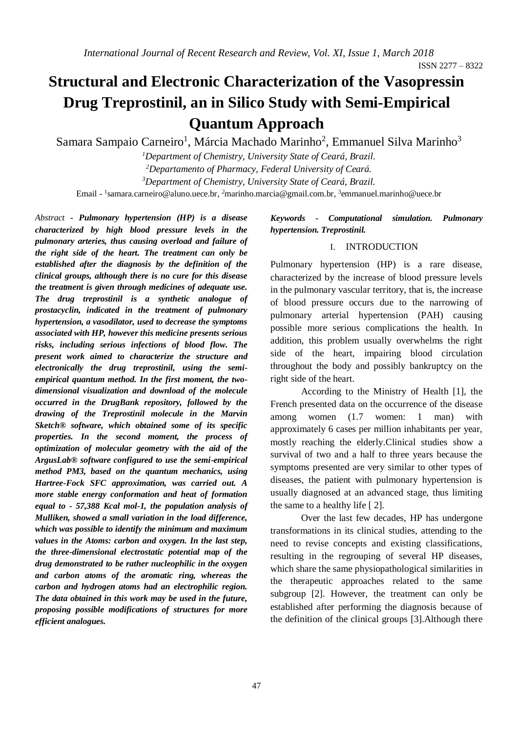# Structural and Electronic Characterization of the Vasopressin Drug Treprostinil, an in Silico Study with Semi-Empirical Quantum Approach

Samara Sampaio Carneiro[1], Márcia Machado Marinho[2], Emmanuel Silva Marinho[3]

[1]*Department of Chemistry, University State of Ceará, Brazil.*

[2]*Departamento of Pharmacy, Federal University of Ceará.*

[3]*Department of Chemistry, University State of Ceará, Brazil.*

Email - [1]samara.carneiro@aluno.uece.br, [2]marinho.marcia@gmail.com.br, [3]emmanuel.marinho@uece.br

*Abstract* - ***Pulmonary hypertension (HP) is a disease characterized by high blood pressure levels in the pulmonary arteries, thus causing overload and failure of the right side of the heart. The treatment can only be established after the diagnosis by the definition of the clinical groups, although there is no cure for this disease the treatment is given through medicines of adequate use. The drug treprostinil is a synthetic analogue of prostacyclin, indicated in the treatment of pulmonary hypertension, a vasodilator, used to decrease the symptoms associated with HP, however this medicine presents serious risks, including serious infections of blood flow. The present work aimed to characterize the structure and electronically the drug treprostinil, using the semi-empirical quantum method. In the first moment, the two-dimensional visualization and download of the molecule occurred in the DrugBank repository, followed by the drawing of the Treprostinil molecule in the Marvin Sketch® software, which obtained some of its specific properties. In the second moment, the process of optimization of molecular geometry with the aid of the ArgusLab® software configured to use the semi-empirical method PM3, based on the quantum mechanics, using Hartree-Fock SFC approximation, was carried out. A more stable energy conformation and heat of formation equal to - 57,388 Kcal mol-1, the population analysis of Mulliken, showed a small variation in the load difference, which was possible to identify the minimum and maximum values in the Atoms: carbon and oxygen. In the last step, the three-dimensional electrostatic potential map of the drug demonstrated to be rather nucleophilic in the oxygen and carbon atoms of the aromatic ring, whereas the carbon and hydrogen atoms had an electrophilic region. The data obtained in this work may be used in the future, proposing possible modifications of structures for more efficient analogues.***

***Keywords - Computational simulation. Pulmonary hypertension. Treprostinil.***

## I. INTRODUCTION

Pulmonary hypertension (HP) is a rare disease, characterized by the increase of blood pressure levels in the pulmonary vascular territory, that is, the increase of blood pressure occurs due to the narrowing of pulmonary arterial hypertension (PAH) causing possible more serious complications the health. In addition, this problem usually overwhelms the right side of the heart, impairing blood circulation throughout the body and possibly bankruptcy on the right side of the heart.

According to the Ministry of Health [1], the French presented data on the occurrence of the disease among women (1.7 women: 1 man) with approximately 6 cases per million inhabitants per year, mostly reaching the elderly.Clinical studies show a survival of two and a half to three years because the symptoms presented are very similar to other types of diseases, the patient with pulmonary hypertension is usually diagnosed at an advanced stage, thus limiting the same to a healthy life [ 2].

Over the last few decades, HP has undergone transformations in its clinical studies, attending to the need to revise concepts and existing classifications, resulting in the regrouping of several HP diseases, which share the same physiopathological similarities in the therapeutic approaches related to the same subgroup [2]. However, the treatment can only be established after performing the diagnosis because of the definition of the clinical groups [3].Although there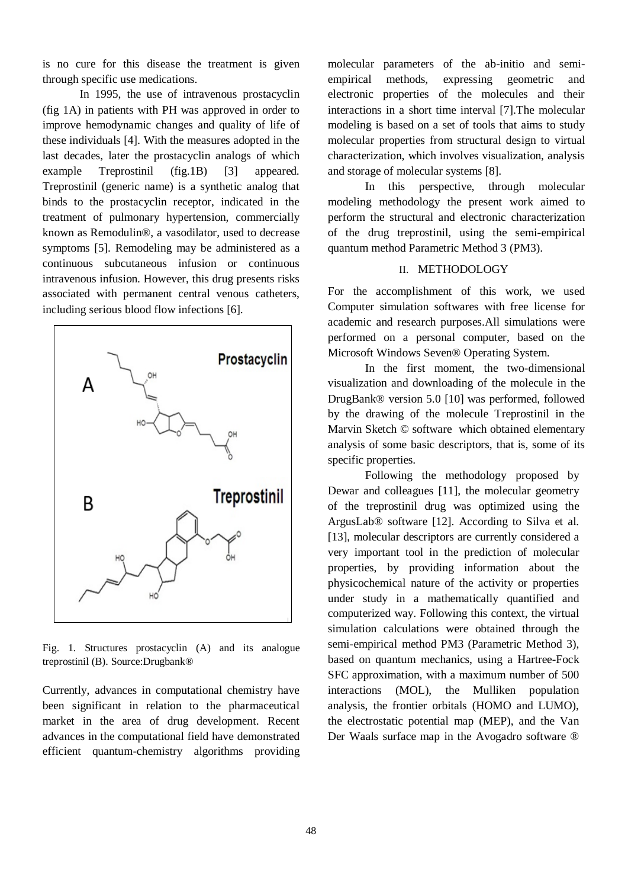is no cure for this disease the treatment is given through specific use medications.

In 1995, the use of intravenous prostacyclin (fig 1A) in patients with PH was approved in order to improve hemodynamic changes and quality of life of these individuals [4]. With the measures adopted in the last decades, later the prostacyclin analogs of which example Treprostinil (fig.1B) [3] appeared. Treprostinil (generic name) is a synthetic analog that binds to the prostacyclin receptor, indicated in the treatment of pulmonary hypertension, commercially known as Remodulin®, a vasodilator, used to decrease symptoms [5]. Remodeling may be administered as a continuous subcutaneous infusion or continuous intravenous infusion. However, this drug presents risks associated with permanent central venous catheters, including serious blood flow infections [6].

Fig. 1. Structures prostacyclin (A) and its analogue treprostinil (B). Source:Drugbank®

Currently, advances in computational chemistry have been significant in relation to the pharmaceutical market in the area of drug development. Recent advances in the computational field have demonstrated efficient quantum-chemistry algorithms providing molecular parameters of the ab-initio and semi-empirical methods, expressing geometric and electronic properties of the molecules and their interactions in a short time interval [7].The molecular modeling is based on a set of tools that aims to study molecular properties from structural design to virtual characterization, which involves visualization, analysis and storage of molecular systems [8].

In this perspective, through molecular modeling methodology the present work aimed to perform the structural and electronic characterization of the drug treprostinil, using the semi-empirical quantum method Parametric Method 3 (PM3).

## II. METHODOLOGY

For the accomplishment of this work, we used Computer simulation softwares with free license for academic and research purposes.All simulations were performed on a personal computer, based on the Microsoft Windows Seven® Operating System.

In the first moment, the two-dimensional visualization and downloading of the molecule in the DrugBank® version 5.0 [10] was performed, followed by the drawing of the molecule Treprostinil in the Marvin Sketch © software which obtained elementary analysis of some basic descriptors, that is, some of its specific properties.

Following the methodology proposed by Dewar and colleagues [11], the molecular geometry of the treprostinil drug was optimized using the ArgusLab® software [12]. According to Silva et al. [13], molecular descriptors are currently considered a very important tool in the prediction of molecular properties, by providing information about the physicochemical nature of the activity or properties under study in a mathematically quantified and computerized way. Following this context, the virtual simulation calculations were obtained through the semi-empirical method PM3 (Parametric Method 3), based on quantum mechanics, using a Hartree-Fock SFC approximation, with a maximum number of 500 interactions (MOL), the Mulliken population analysis, the frontier orbitals (HOMO and LUMO), the electrostatic potential map (MEP), and the Van Der Waals surface map in the Avogadro software ®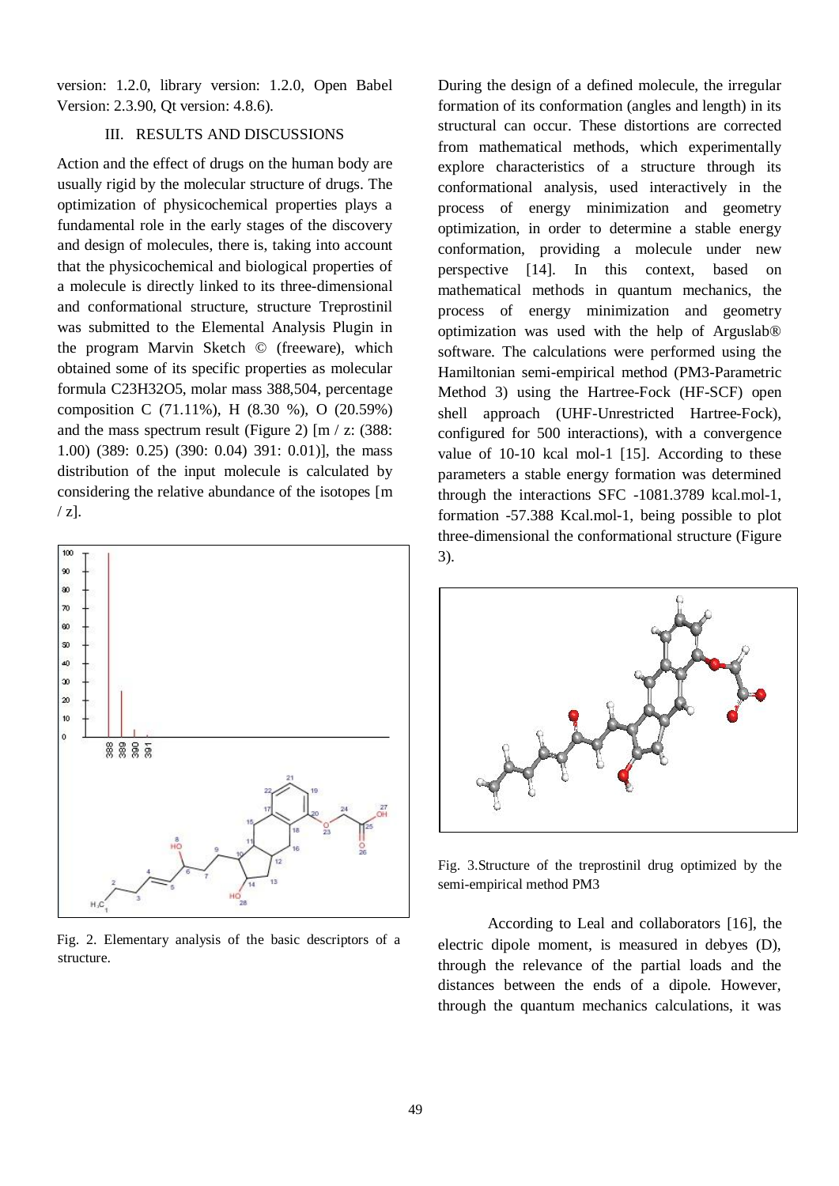version: 1.2.0, library version: 1.2.0, Open Babel Version: 2.3.90, Qt version: 4.8.6).

## III. RESULTS AND DISCUSSIONS

Action and the effect of drugs on the human body are usually rigid by the molecular structure of drugs. The optimization of physicochemical properties plays a fundamental role in the early stages of the discovery and design of molecules, there is, taking into account that the physicochemical and biological properties of a molecule is directly linked to its three-dimensional and conformational structure, structure Treprostinil was submitted to the Elemental Analysis Plugin in the program Marvin Sketch © (freeware), which obtained some of its specific properties as molecular formula $C_{23}H_{32}O_5$, molar mass 388,504, percentage composition C (71.11%), H (8.30 %), O (20.59%) and the mass spectrum result (Figure 2) [m / z: (388: 1.00) (389: 0.25) (390: 0.04) 391: 0.01)], the mass distribution of the input molecule is calculated by considering the relative abundance of the isotopes [m / z].

Fig. 2. Elementary analysis of the basic descriptors of a structure.

During the design of a defined molecule, the irregular formation of its conformation (angles and length) in its structural can occur. These distortions are corrected from mathematical methods, which experimentally explore characteristics of a structure through its conformational analysis, used interactively in the process of energy minimization and geometry optimization, in order to determine a stable energy conformation, providing a molecule under new perspective [14]. In this context, based on mathematical methods in quantum mechanics, the process of energy minimization and geometry optimization was used with the help of Arguslab® software. The calculations were performed using the Hamiltonian semi-empirical method (PM3-Parametric Method 3) using the Hartree-Fock (HF-SCF) open shell approach (UHF-Unrestricted Hartree-Fock), configured for 500 interactions), with a convergence value of 10-10 kcal mol-1 [15]. According to these parameters a stable energy formation was determined through the interactions SFC -1081.3789 kcal.mol-1, formation -57.388 Kcal.mol-1, being possible to plot three-dimensional the conformational structure (Figure 3).

Fig. 3.Structure of the treprostinil drug optimized by the semi-empirical method PM3

According to Leal and collaborators [16], the electric dipole moment, is measured in debyes (D), through the relevance of the partial loads and the distances between the ends of a dipole. However, through the quantum mechanics calculations, it was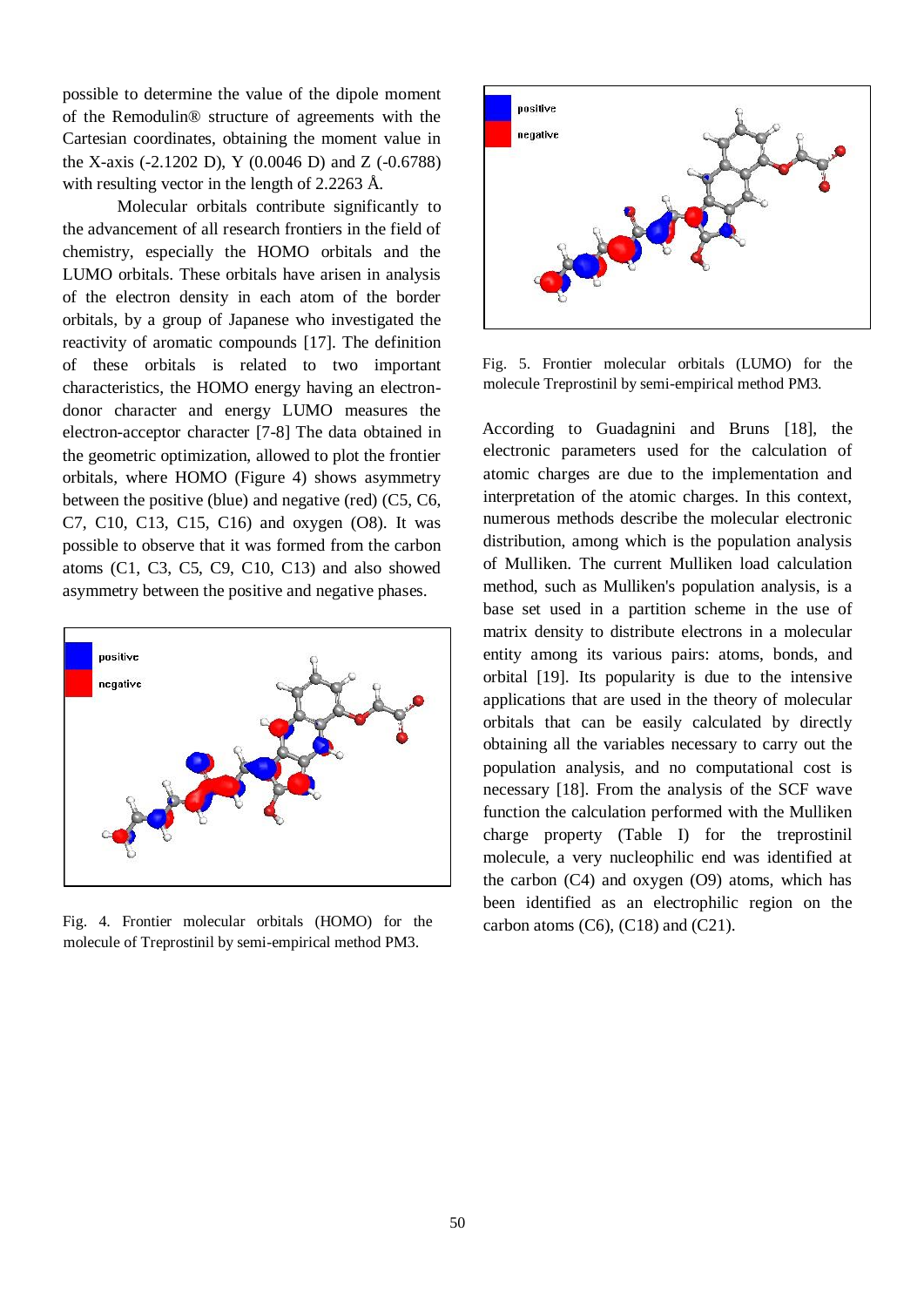possible to determine the value of the dipole moment of the Remodulin® structure of agreements with the Cartesian coordinates, obtaining the moment value in the X-axis (-2.1202 D), Y (0.0046 D) and Z (-0.6788) with resulting vector in the length of 2.2263 Å.

Molecular orbitals contribute significantly to the advancement of all research frontiers in the field of chemistry, especially the HOMO orbitals and the LUMO orbitals. These orbitals have arisen in analysis of the electron density in each atom of the border orbitals, by a group of Japanese who investigated the reactivity of aromatic compounds [17]. The definition of these orbitals is related to two important characteristics, the HOMO energy having an electron-donor character and energy LUMO measures the electron-acceptor character [7-8] The data obtained in the geometric optimization, allowed to plot the frontier orbitals, where HOMO (Figure 4) shows asymmetry between the positive (blue) and negative (red) (C5, C6, C7, C10, C13, C15, C16) and oxygen (O8). It was possible to observe that it was formed from the carbon atoms (C1, C3, C5, C9, C10, C13) and also showed asymmetry between the positive and negative phases.

Fig. 4. Frontier molecular orbitals (HOMO) for the molecule of Treprostinil by semi-empirical method PM3.

Fig. 5. Frontier molecular orbitals (LUMO) for the molecule Treprostinil by semi-empirical method PM3.

According to Guadagnini and Bruns [18], the electronic parameters used for the calculation of atomic charges are due to the implementation and interpretation of the atomic charges. In this context, numerous methods describe the molecular electronic distribution, among which is the population analysis of Mulliken. The current Mulliken load calculation method, such as Mulliken's population analysis, is a base set used in a partition scheme in the use of matrix density to distribute electrons in a molecular entity among its various pairs: atoms, bonds, and orbital [19]. Its popularity is due to the intensive applications that are used in the theory of molecular orbitals that can be easily calculated by directly obtaining all the variables necessary to carry out the population analysis, and no computational cost is necessary [18]. From the analysis of the SCF wave function the calculation performed with the Mulliken charge property (Table I) for the treprostinil molecule, a very nucleophilic end was identified at the carbon (C4) and oxygen (O9) atoms, which has been identified as an electrophilic region on the carbon atoms (C6), (C18) and (C21).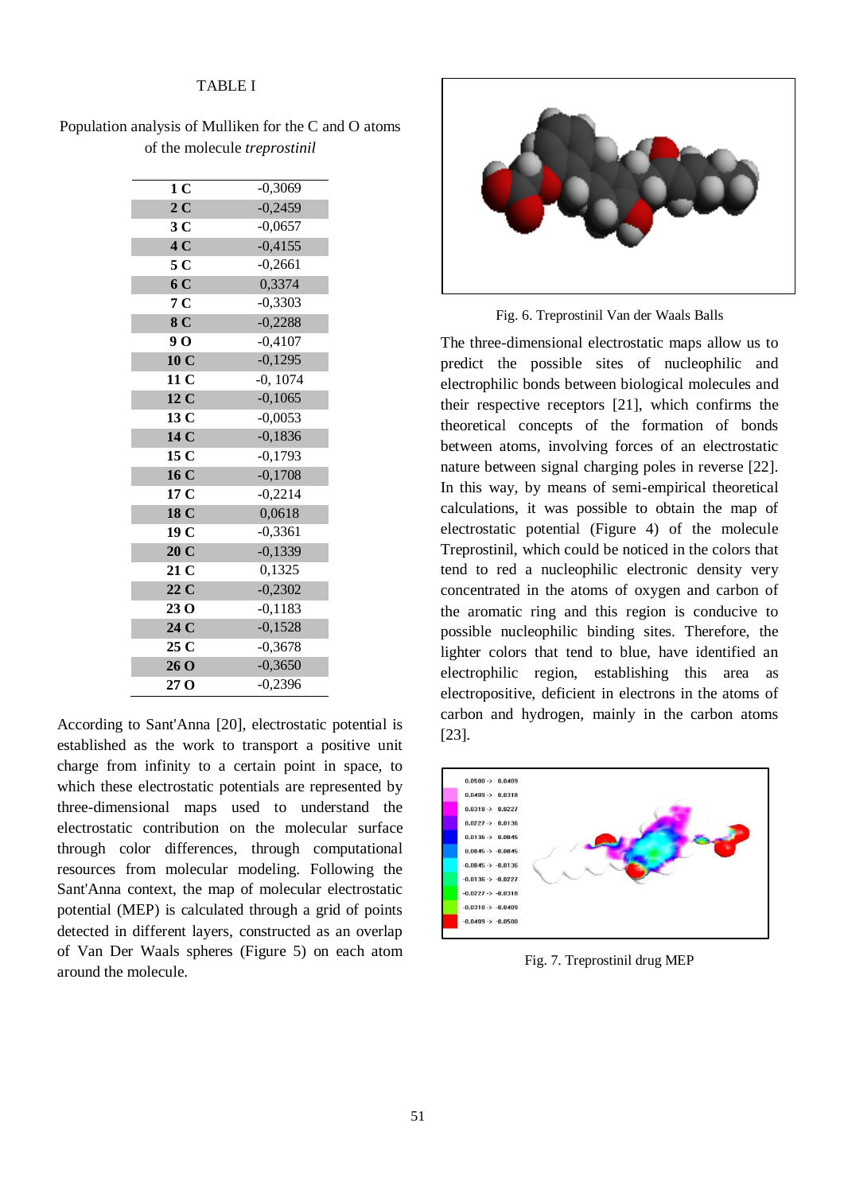TABLE I

Population analysis of Mulliken for the C and O atoms of the molecule *treprostinil*

| | |
|---|---|
| **1 C** | -0,3069 |
| **2 C** | -0,2459 |
| **3 C** | -0,0657 |
| **4 C** | -0,4155 |
| **5 C** | -0,2661 |
| **6 C** | 0,3374 |
| **7 C** | -0,3303 |
| **8 C** | -0,2288 |
| **9 O** | -0,4107 |
| **10 C** | -0,1295 |
| **11 C** | -0, 1074 |
| **12 C** | -0,1065 |
| **13 C** | -0,0053 |
| **14 C** | -0,1836 |
| **15 C** | -0,1793 |
| **16 C** | -0,1708 |
| **17 C** | -0,2214 |
| **18 C** | 0,0618 |
| **19 C** | -0,3361 |
| **20 C** | -0,1339 |
| **21 C** | 0,1325 |
| **22 C** | -0,2302 |
| **23 O** | -0,1183 |
| **24 C** | -0,1528 |
| **25 C** | -0,3678 |
| **26 O** | -0,3650 |
| **27 O** | -0,2396 |

According to Sant'Anna [20], electrostatic potential is established as the work to transport a positive unit charge from infinity to a certain point in space, to which these electrostatic potentials are represented by three-dimensional maps used to understand the electrostatic contribution on the molecular surface through color differences, through computational resources from molecular modeling. Following the Sant'Anna context, the map of molecular electrostatic potential (MEP) is calculated through a grid of points detected in different layers, constructed as an overlap of Van Der Waals spheres (Figure 5) on each atom around the molecule.

Fig. 6. Treprostinil Van der Waals Balls

The three-dimensional electrostatic maps allow us to predict the possible sites of nucleophilic and electrophilic bonds between biological molecules and their respective receptors [21], which confirms the theoretical concepts of the formation of bonds between atoms, involving forces of an electrostatic nature between signal charging poles in reverse [22]. In this way, by means of semi-empirical theoretical calculations, it was possible to obtain the map of electrostatic potential (Figure 4) of the molecule Treprostinil, which could be noticed in the colors that tend to red a nucleophilic electronic density very concentrated in the atoms of oxygen and carbon of the aromatic ring and this region is conducive to possible nucleophilic binding sites. Therefore, the lighter colors that tend to blue, have identified an electrophilic region, establishing this area as electropositive, deficient in electrons in the atoms of carbon and hydrogen, mainly in the carbon atoms [23].

Fig. 7. Treprostinil drug MEP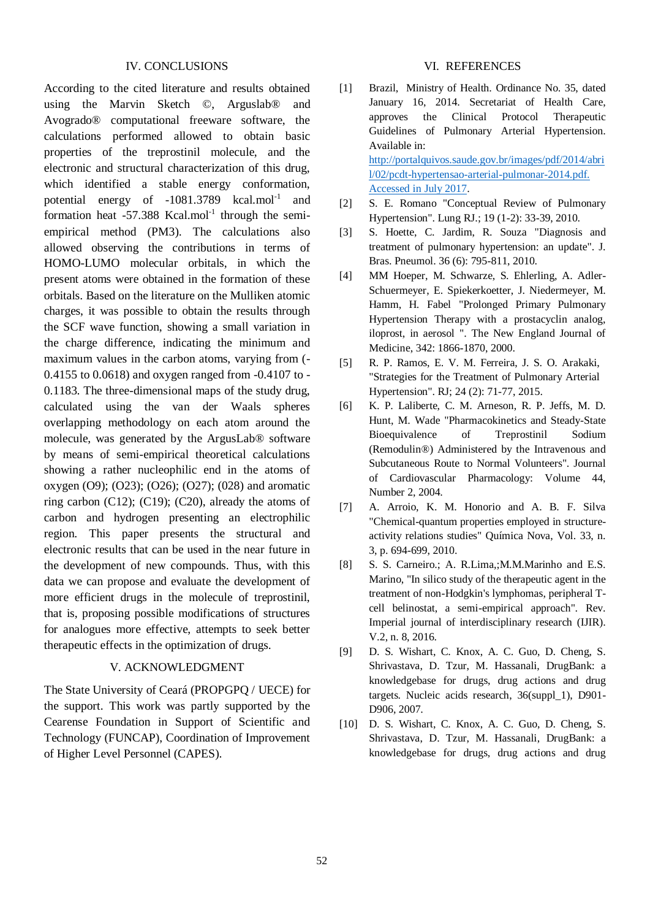## IV. CONCLUSIONS

According to the cited literature and results obtained using the Marvin Sketch ©, Arguslab® and Avogrado® computational freeware software, the calculations performed allowed to obtain basic properties of the treprostinil molecule, and the electronic and structural characterization of this drug, which identified a stable energy conformation, potential energy of -1081.3789 kcal.mol$^{-1}$ and formation heat -57.388 Kcal.mol$^{-1}$ through the semi-empirical method (PM3). The calculations also allowed observing the contributions in terms of HOMO-LUMO molecular orbitals, in which the present atoms were obtained in the formation of these orbitals. Based on the literature on the Mulliken atomic charges, it was possible to obtain the results through the SCF wave function, showing a small variation in the charge difference, indicating the minimum and maximum values in the carbon atoms, varying from (-0.4155 to 0.0618) and oxygen ranged from -0.4107 to -0.1183. The three-dimensional maps of the study drug, calculated using the van der Waals spheres overlapping methodology on each atom around the molecule, was generated by the ArgusLab® software by means of semi-empirical theoretical calculations showing a rather nucleophilic end in the atoms of oxygen (O9); (O23); (O26); (O27); (028) and aromatic ring carbon (C12); (C19); (C20), already the atoms of carbon and hydrogen presenting an electrophilic region. This paper presents the structural and electronic results that can be used in the near future in the development of new compounds. Thus, with this data we can propose and evaluate the development of more efficient drugs in the molecule of treprostinil, that is, proposing possible modifications of structures for analogues more effective, attempts to seek better therapeutic effects in the optimization of drugs.

## V. ACKNOWLEDGMENT

The State University of Ceará (PROPGPQ / UECE) for the support. This work was partly supported by the Cearense Foundation in Support of Scientific and Technology (FUNCAP), Coordination of Improvement of Higher Level Personnel (CAPES).

## VI. REFERENCES

[1] Brazil, Ministry of Health. Ordinance No. 35, dated January 16, 2014. Secretariat of Health Care, approves the Clinical Protocol Therapeutic Guidelines of Pulmonary Arterial Hypertension. Available in: http://portalquivos.saude.gov.br/images/pdf/2014/abril/02/pcdt-hypertensao-arterial-pulmonar-2014.pdf. Accessed in July 2017.

[2] S. E. Romano "Conceptual Review of Pulmonary Hypertension". Lung RJ.; 19 (1-2): 33-39, 2010.

[3] S. Hoette, C. Jardim, R. Souza "Diagnosis and treatment of pulmonary hypertension: an update". J. Bras. Pneumol. 36 (6): 795-811, 2010.

[4] MM Hoeper, M. Schwarze, S. Ehlerling, A. Adler-Schuermeyer, E. Spiekerkoetter, J. Niedermeyer, M. Hamm, H. Fabel "Prolonged Primary Pulmonary Hypertension Therapy with a prostacyclin analog, iloprost, in aerosol ". The New England Journal of Medicine, 342: 1866-1870, 2000.

[5] R. P. Ramos, E. V. M. Ferreira, J. S. O. Arakaki, "Strategies for the Treatment of Pulmonary Arterial Hypertension". RJ; 24 (2): 71-77, 2015.

[6] K. P. Laliberte, C. M. Arneson, R. P. Jeffs, M. D. Hunt, M. Wade "Pharmacokinetics and Steady-State Bioequivalence of Treprostinil Sodium (Remodulin®) Administered by the Intravenous and Subcutaneous Route to Normal Volunteers". Journal of Cardiovascular Pharmacology: Volume 44, Number 2, 2004.

[7] A. Arroio, K. M. Honorio and A. B. F. Silva "Chemical-quantum properties employed in structure-activity relations studies" Química Nova, Vol. 33, n. 3, p. 694-699, 2010.

[8] S. S. Carneiro.; A. R.Lima,;M.M.Marinho and E.S. Marino, "In silico study of the therapeutic agent in the treatment of non-Hodgkin's lymphomas, peripheral T-cell belinostat, a semi-empirical approach". Rev. Imperial journal of interdisciplinary research (IJIR). V.2, n. 8, 2016.

[9] D. S. Wishart, C. Knox, A. C. Guo, D. Cheng, S. Shrivastava, D. Tzur, M. Hassanali, DrugBank: a knowledgebase for drugs, drug actions and drug targets. Nucleic acids research, 36(suppl_1), D901-D906, 2007.

[10] D. S. Wishart, C. Knox, A. C. Guo, D. Cheng, S. Shrivastava, D. Tzur, M. Hassanali, DrugBank: a knowledgebase for drugs, drug actions and drug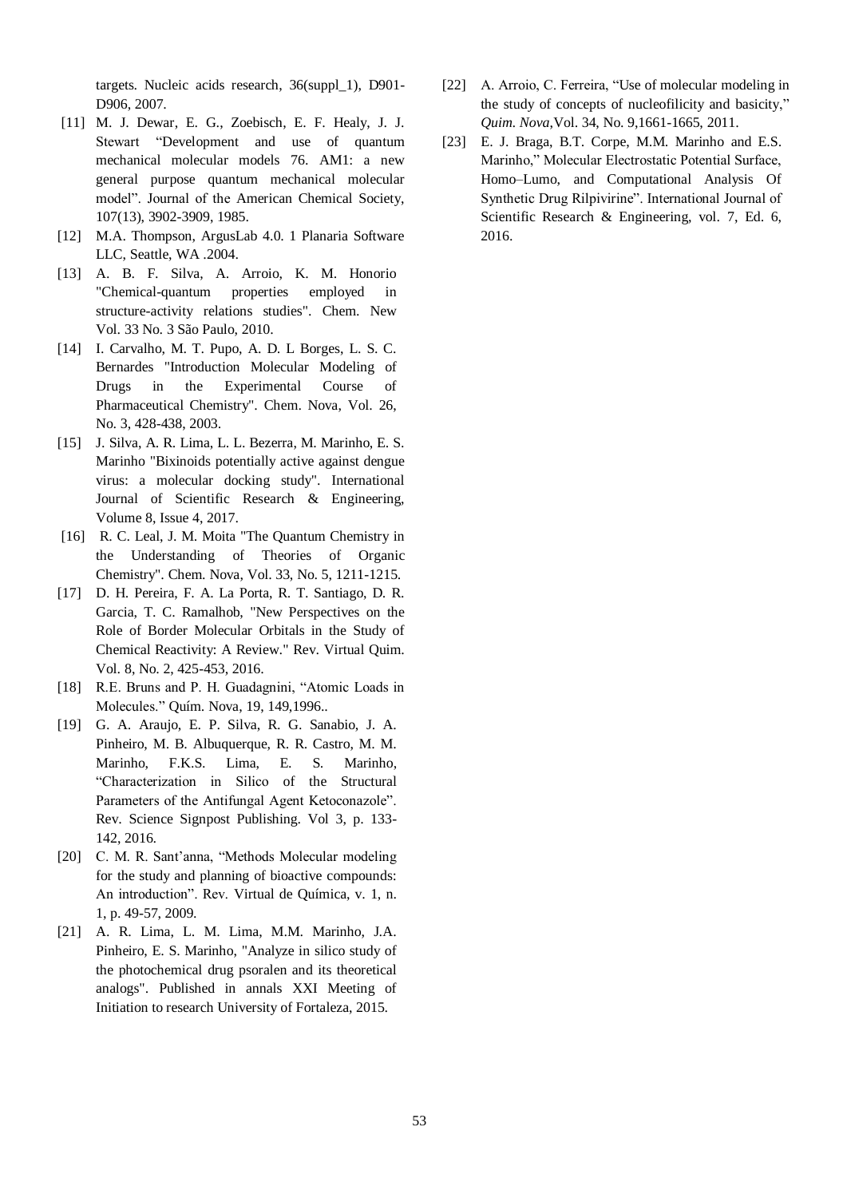targets. Nucleic acids research, 36(suppl_1), D901-D906, 2007.

[11] M. J. Dewar, E. G., Zoebisch, E. F. Healy, J. J. Stewart "Development and use of quantum mechanical molecular models 76. AM1: a new general purpose quantum mechanical molecular model". Journal of the American Chemical Society, 107(13), 3902-3909, 1985.

[12] M.A. Thompson, ArgusLab 4.0. 1 Planaria Software LLC, Seattle, WA .2004.

[13] A. B. F. Silva, A. Arroio, K. M. Honorio "Chemical-quantum properties employed in structure-activity relations studies". Chem. New Vol. 33 No. 3 São Paulo, 2010.

[14] I. Carvalho, M. T. Pupo, A. D. L Borges, L. S. C. Bernardes "Introduction Molecular Modeling of Drugs in the Experimental Course of Pharmaceutical Chemistry". Chem. Nova, Vol. 26, No. 3, 428-438, 2003.

[15] J. Silva, A. R. Lima, L. L. Bezerra, M. Marinho, E. S. Marinho "Bixinoids potentially active against dengue virus: a molecular docking study". International Journal of Scientific Research & Engineering, Volume 8, Issue 4, 2017.

[16] R. C. Leal, J. M. Moita "The Quantum Chemistry in the Understanding of Theories of Organic Chemistry". Chem. Nova, Vol. 33, No. 5, 1211-1215.

[17] D. H. Pereira, F. A. La Porta, R. T. Santiago, D. R. Garcia, T. C. Ramalhob, "New Perspectives on the Role of Border Molecular Orbitals in the Study of Chemical Reactivity: A Review." Rev. Virtual Quim. Vol. 8, No. 2, 425-453, 2016.

[18] R.E. Bruns and P. H. Guadagnini, "Atomic Loads in Molecules." Quím. Nova, 19, 149,1996..

[19] G. A. Araujo, E. P. Silva, R. G. Sanabio, J. A. Pinheiro, M. B. Albuquerque, R. R. Castro, M. M. Marinho, F.K.S. Lima, E. S. Marinho, "Characterization in Silico of the Structural Parameters of the Antifungal Agent Ketoconazole". Rev. Science Signpost Publishing. Vol 3, p. 133-142, 2016.

[20] C. M. R. Sant'anna, "Methods Molecular modeling for the study and planning of bioactive compounds: An introduction". Rev. Virtual de Química, v. 1, n. 1, p. 49-57, 2009.

[21] A. R. Lima, L. M. Lima, M.M. Marinho, J.A. Pinheiro, E. S. Marinho, "Analyze in silico study of the photochemical drug psoralen and its theoretical analogs". Published in annals XXI Meeting of Initiation to research University of Fortaleza, 2015.

[22] A. Arroio, C. Ferreira, "Use of molecular modeling in the study of concepts of nucleofilicity and basicity," *Quim. Nova*,Vol. 34, No. 9,1661-1665, 2011.

[23] E. J. Braga, B.T. Corpe, M.M. Marinho and E.S. Marinho," Molecular Electrostatic Potential Surface, Homo–Lumo, and Computational Analysis Of Synthetic Drug Rilpivirine". International Journal of Scientific Research & Engineering, vol. 7, Ed. 6, 2016.